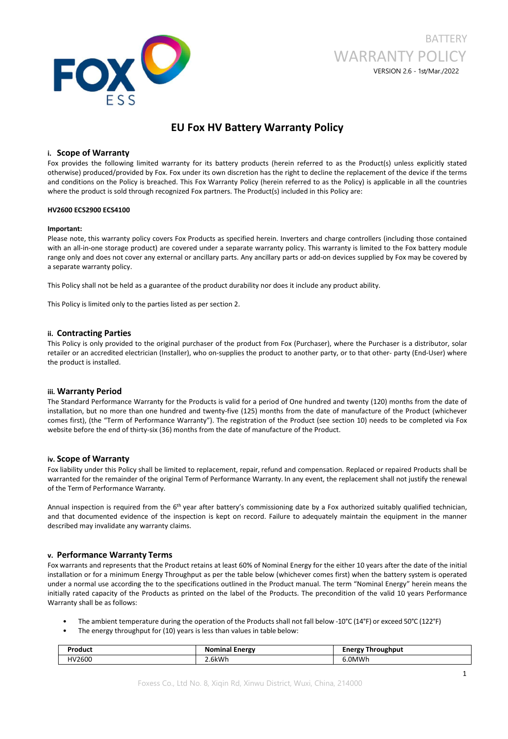BATTERY

WARRANTY POLICY

VERSION 2.6 - 1st/Mar./2022

# EU Fox HV Battery Warranty Policy

## i. Scope of Warranty

Fox provides the following limited warranty for its battery products (herein referred to as the Product(s) unless explicitly stated otherwise) produced/provided by Fox. Fox under its own discretion has the right to decline the replacement of the device if the terms and conditions on the Policy is breached. This Fox Warranty Policy (herein referred to as the Policy) is applicable in all the countries where the product is sold through recognized Fox partners. The Product(s) included in this Policy are:

**HV2600 ECS2900 ECS4100**

**Important:**

Please note, this warranty policy covers Fox Products as specified herein. Inverters and charge controllers (including those contained with an all-in-one storage product) are covered under a separate warranty policy. This warranty is limited to the Fox battery module range only and does not cover any external or ancillary parts. Any ancillary parts or add-on devices supplied by Fox may be covered by a separate warranty policy.

This Policy shall not be held as a guarantee of the product durability nor does it include any product ability.

This Policy is limited only to the parties listed as per section 2.

## ii. Contracting Parties

This Policy is only provided to the original purchaser of the product from Fox (Purchaser), where the Purchaser is a distributor, solar retailer or an accredited electrician (Installer), who on-supplies the product to another party, or to that other- party (End-User) where the product is installed.

## iii. Warranty Period

The Standard Performance Warranty for the Products is valid for a period of One hundred and twenty (120) months from the date of installation, but no more than one hundred and twenty-five (125) months from the date of manufacture of the Product (whichever comes first), (the "Term of Performance Warranty"). The registration of the Product (see section 10) needs to be completed via Fox website before the end of thirty-six (36) months from the date of manufacture of the Product.

## iv. Scope of Warranty

Fox liability under this Policy shall be limited to replacement, repair, refund and compensation. Replaced or repaired Products shall be warranted for the remainder of the original Term of Performance Warranty. In any event, the replacement shall not justify the renewal of the Term of Performance Warranty.

Annual inspection is required from the 6th year after battery's commissioning date by a Fox authorized suitably qualified technician, and that documented evidence of the inspection is kept on record. Failure to adequately maintain the equipment in the manner described may invalidate any warranty claims.

## v. Performance Warranty Terms

Fox warrants and represents that the Product retains at least 60% of Nominal Energy for the either 10 years after the date of the initial installation or for a minimum Energy Throughput as per the table below (whichever comes first) when the battery system is operated under a normal use according the to the specifications outlined in the Product manual. The term "Nominal Energy" herein means the initially rated capacity of the Products as printed on the label of the Products. The precondition of the valid 10 years Performance Warranty shall be as follows:

- The ambient temperature during the operation of the Products shall not fall below -10°C (14°F) or exceed 50°C (122°F)
- The energy throughput for (10) years is less than values in table below:

| Product | Nominal Energy | Energy Throughput |
| --- | --- | --- |
| HV2600 | 2.6kWh | 6.0MWh |

Foxess Co., Ltd No. 8, Xiqin Rd, Xinwu District, Wuxi, China, 214000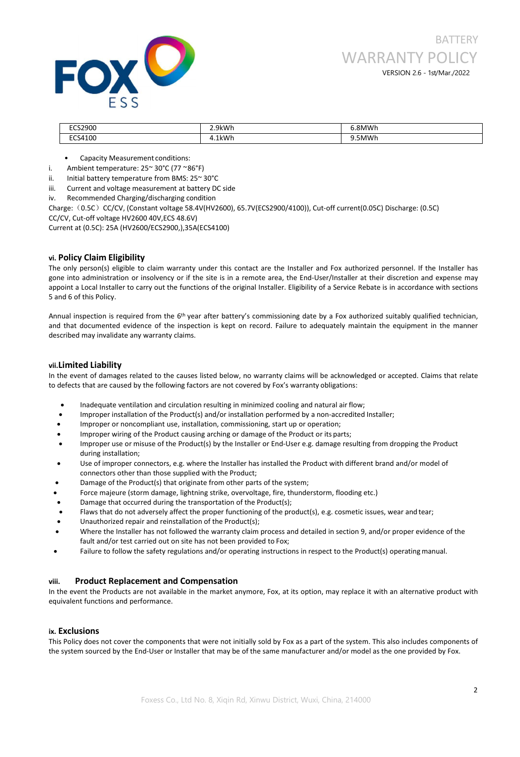| ECS2900 | 2.9kWh | 6.8MWh |
| --- | --- | --- |
| ECS4100 | 4.1kWh | 9.5MWh |

- Capacity Measurement conditions:

i. Ambient temperature: 25~ 30°C (77 ~86°F)

ii. Initial battery temperature from BMS: 25~ 30°C

iii. Current and voltage measurement at battery DC side

iv. Recommended Charging/discharging condition

Charge:（0.5C）CC/CV, (Constant voltage 58.4V(HV2600), 65.7V(ECS2900/4100)), Cut-off current(0.05C) Discharge: (0.5C) CC/CV, Cut-off voltage HV2600 40V,ECS 48.6V)

Current at (0.5C): 25A (HV2600/ECS2900,),35A(ECS4100)

### vi. Policy Claim Eligibility

The only person(s) eligible to claim warranty under this contact are the Installer and Fox authorized personnel. If the Installer has gone into administration or insolvency or if the site is in a remote area, the End-User/Installer at their discretion and expense may appoint a Local Installer to carry out the functions of the original Installer. Eligibility of a Service Rebate is in accordance with sections 5 and 6 of this Policy.

Annual inspection is required from the 6th year after battery's commissioning date by a Fox authorized suitably qualified technician, and that documented evidence of the inspection is kept on record. Failure to adequately maintain the equipment in the manner described may invalidate any warranty claims.

### vii. Limited Liability

In the event of damages related to the causes listed below, no warranty claims will be acknowledged or accepted. Claims that relate to defects that are caused by the following factors are not covered by Fox's warranty obligations:

- Inadequate ventilation and circulation resulting in minimized cooling and natural air flow;
- Improper installation of the Product(s) and/or installation performed by a non-accredited Installer;
- Improper or noncompliant use, installation, commissioning, start up or operation;
- Improper wiring of the Product causing arching or damage of the Product or its parts;
- Improper use or misuse of the Product(s) by the Installer or End-User e.g. damage resulting from dropping the Product during installation;
- Use of improper connectors, e.g. where the Installer has installed the Product with different brand and/or model of connectors other than those supplied with the Product;
- Damage of the Product(s) that originate from other parts of the system;
- Force majeure (storm damage, lightning strike, overvoltage, fire, thunderstorm, flooding etc.)
- Damage that occurred during the transportation of the Product(s);
- Flaws that do not adversely affect the proper functioning of the product(s), e.g. cosmetic issues, wear and tear;
- Unauthorized repair and reinstallation of the Product(s);
- Where the Installer has not followed the warranty claim process and detailed in section 9, and/or proper evidence of the fault and/or test carried out on site has not been provided to Fox;
- Failure to follow the safety regulations and/or operating instructions in respect to the Product(s) operating manual.

### viii. Product Replacement and Compensation

In the event the Products are not available in the market anymore, Fox, at its option, may replace it with an alternative product with equivalent functions and performance.

### ix. Exclusions

This Policy does not cover the components that were not initially sold by Fox as a part of the system. This also includes components of the system sourced by the End-User or Installer that may be of the same manufacturer and/or model as the one provided by Fox.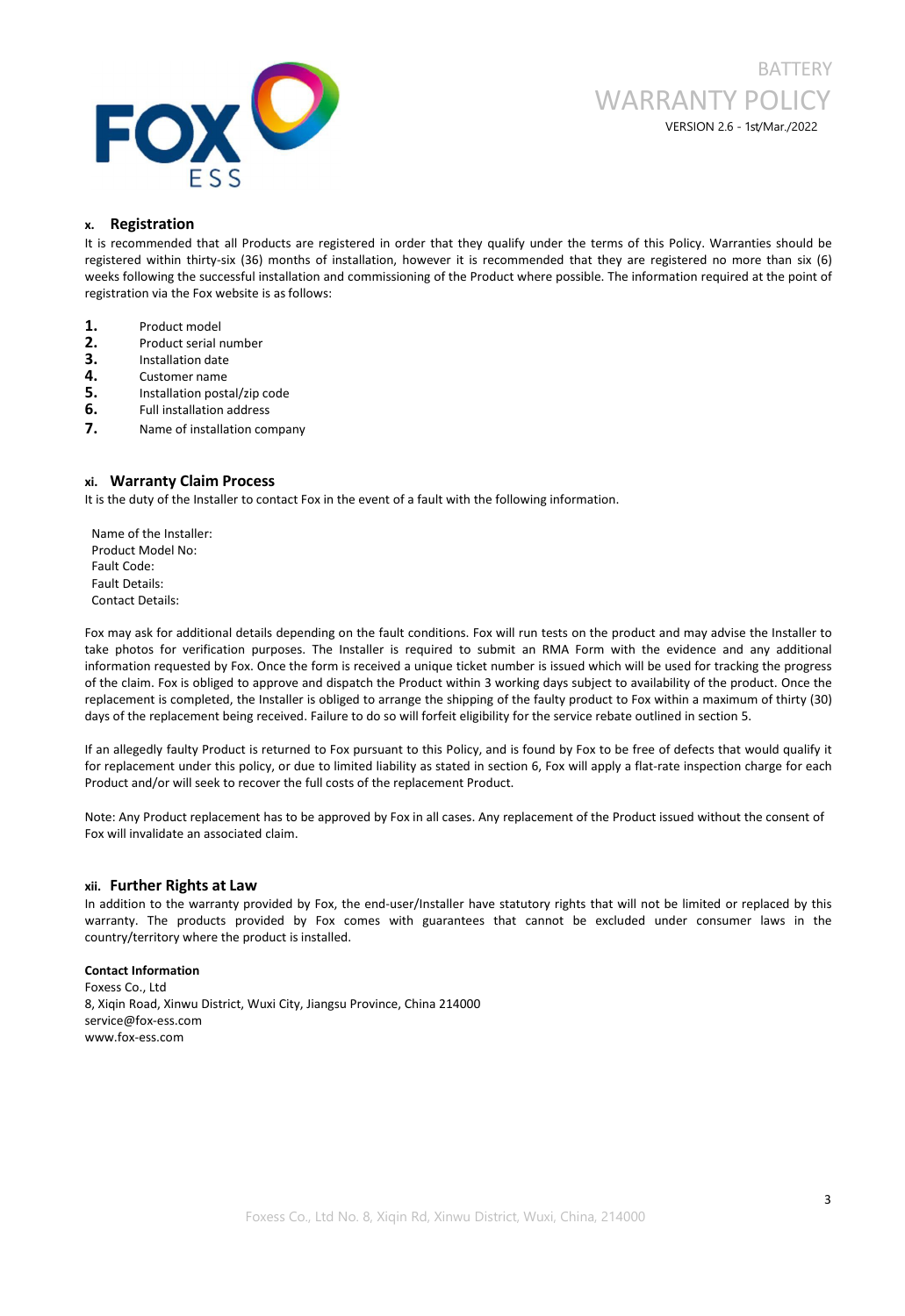## x. Registration

It is recommended that all Products are registered in order that they qualify under the terms of this Policy. Warranties should be registered within thirty-six (36) months of installation, however it is recommended that they are registered no more than six (6) weeks following the successful installation and commissioning of the Product where possible. The information required at the point of registration via the Fox website is as follows:

1. Product model
2. Product serial number
3. Installation date
4. Customer name
5. Installation postal/zip code
6. Full installation address
7. Name of installation company

## xi. Warranty Claim Process

It is the duty of the Installer to contact Fox in the event of a fault with the following information.

Name of the Installer:
Product Model No:
Fault Code:
Fault Details:
Contact Details:

Fox may ask for additional details depending on the fault conditions. Fox will run tests on the product and may advise the Installer to take photos for verification purposes. The Installer is required to submit an RMA Form with the evidence and any additional information requested by Fox. Once the form is received a unique ticket number is issued which will be used for tracking the progress of the claim. Fox is obliged to approve and dispatch the Product within 3 working days subject to availability of the product. Once the replacement is completed, the Installer is obliged to arrange the shipping of the faulty product to Fox within a maximum of thirty (30) days of the replacement being received. Failure to do so will forfeit eligibility for the service rebate outlined in section 5.

If an allegedly faulty Product is returned to Fox pursuant to this Policy, and is found by Fox to be free of defects that would qualify it for replacement under this policy, or due to limited liability as stated in section 6, Fox will apply a flat-rate inspection charge for each Product and/or will seek to recover the full costs of the replacement Product.

Note: Any Product replacement has to be approved by Fox in all cases. Any replacement of the Product issued without the consent of Fox will invalidate an associated claim.

## xii. Further Rights at Law

In addition to the warranty provided by Fox, the end-user/Installer have statutory rights that will not be limited or replaced by this warranty. The products provided by Fox comes with guarantees that cannot be excluded under consumer laws in the country/territory where the product is installed.

**Contact Information**
Foxess Co., Ltd
8, Xiqin Road, Xinwu District, Wuxi City, Jiangsu Province, China 214000
service@fox-ess.com
www.fox-ess.com